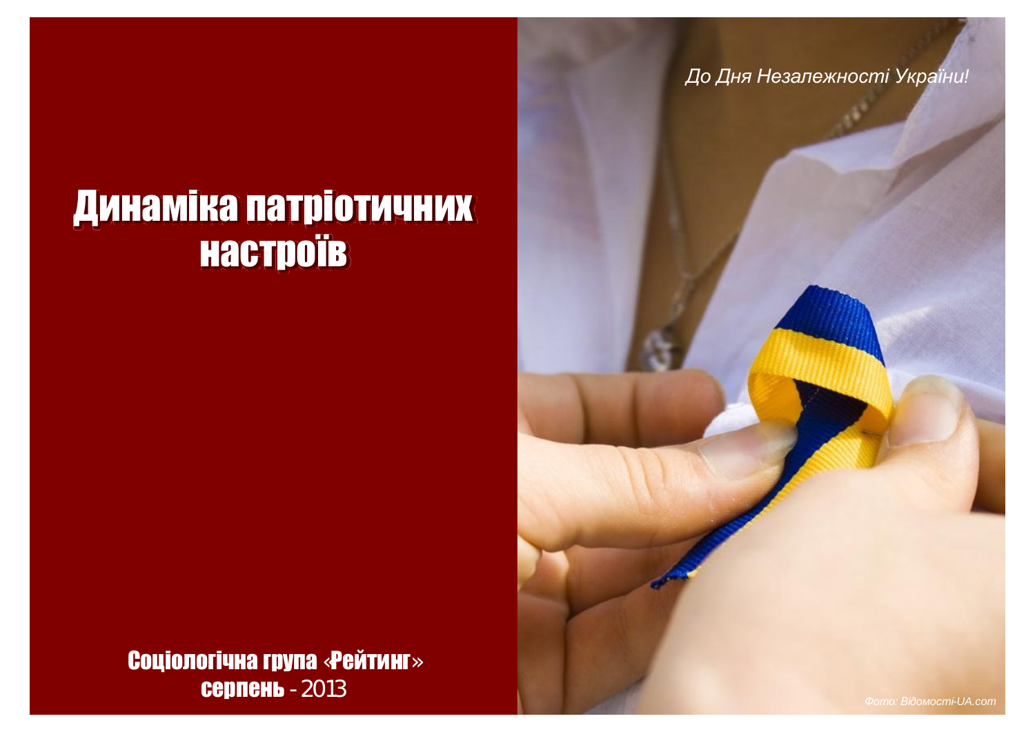*До Дня Незалежності України!*

# Динаміка патріотичних настроїв

**Соціологічна група «Рейтинг»**
**серпень** - 2013

*Фото: Відомості-UA.com*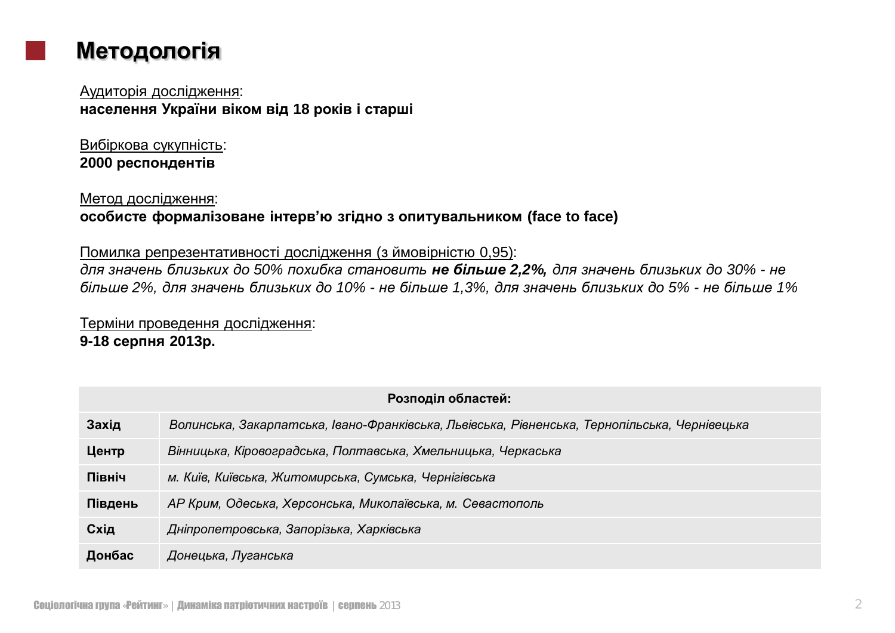# Методологія

Аудиторія дослідження:
**населення України віком від 18 років і старші**

Вибіркова сукупність:
**2000 респондентів**

Метод дослідження:
**особисте формалізоване інтерв'ю згідно з опитувальником (face to face)**

Помилка репрезентативності дослідження (з ймовірністю 0,95):
*для значень близьких до 50% похибка становить* ***не більше 2,2%,*** *для значень близьких до 30% - не більше 2%, для значень близьких до 10% - не більше 1,3%, для значень близьких до 5% - не більше 1%*

Терміни проведення дослідження:
**9-18 серпня 2013р.**

| Розподіл областей: | |
|---|---|
| **Захід** | *Волинська, Закарпатська, Івано-Франківська, Львівська, Рівненська, Тернопільська, Чернівецька* |
| **Центр** | *Вінницька, Кіровоградська, Полтавська, Хмельницька, Черкаська* |
| **Північ** | *м. Київ, Київська, Житомирська, Сумська, Чернігівська* |
| **Південь** | *АР Крим, Одеська, Херсонська, Миколаївська, м. Севастополь* |
| **Схід** | *Дніпропетровська, Запорізька, Харківська* |
| **Донбас** | *Донецька, Луганська* |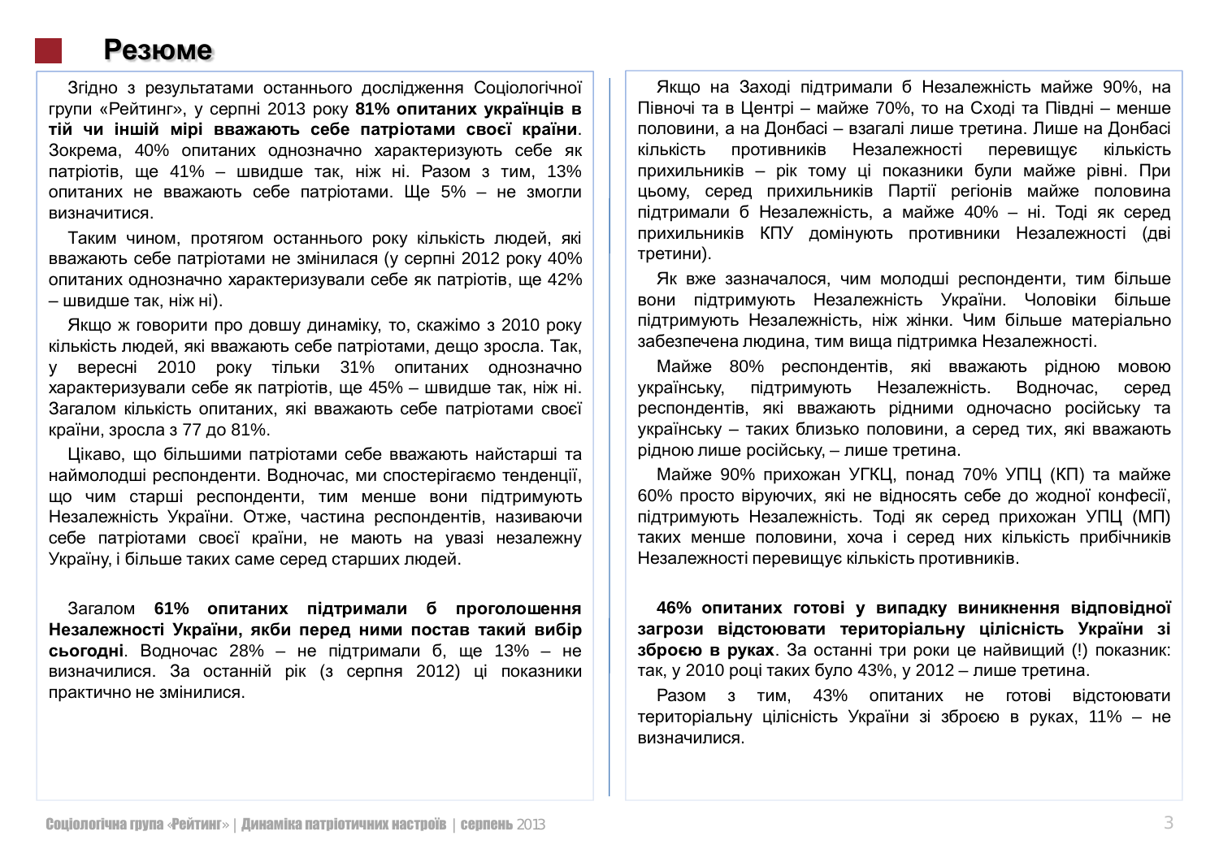# Резюме

Згідно з результатами останнього дослідження Соціологічної групи «Рейтинг», у серпні 2013 року **81% опитаних українців в тій чи іншій мірі вважають себе патріотами своєї країни**. Зокрема, 40% опитаних однозначно характеризують себе як патріотів, ще 41% – швидше так, ніж ні. Разом з тим, 13% опитаних не вважають себе патріотами. Ще 5% – не змогли визначитися.

Таким чином, протягом останнього року кількість людей, які вважають себе патріотами не змінилася (у серпні 2012 року 40% опитаних однозначно характеризували себе як патріотів, ще 42% – швидше так, ніж ні).

Якщо ж говорити про довшу динаміку, то, скажімо з 2010 року кількість людей, які вважають себе патріотами, дещо зросла. Так, у вересні 2010 року тільки 31% опитаних однозначно характеризували себе як патріотів, ще 45% – швидше так, ніж ні. Загалом кількість опитаних, які вважають себе патріотами своєї країни, зросла з 77 до 81%.

Цікаво, що більшими патріотами себе вважають найстарші та наймолодші респонденти. Водночас, ми спостерігаємо тенденції, що чим старші респонденти, тим менше вони підтримують Незалежність України. Отже, частина респондентів, називаючи себе патріотами своєї країни, не мають на увазі незалежну Україну, і більше таких саме серед старших людей.

Загалом **61% опитаних підтримали б проголошення Незалежності України, якби перед ними постав такий вибір сьогодні**. Водночас 28% – не підтримали б, ще 13% – не визначилися. За останній рік (з серпня 2012) ці показники практично не змінилися.

Якщо на Заході підтримали б Незалежність майже 90%, на Півночі та в Центрі – майже 70%, то на Сході та Півдні – менше половини, а на Донбасі – взагалі лише третина. Лише на Донбасі кількість противників Незалежності перевищує кількість прихильників – рік тому ці показники були майже рівні. При цьому, серед прихильників Партії регіонів майже половина підтримали б Незалежність, а майже 40% – ні. Тоді як серед прихильників КПУ домінують противники Незалежності (дві третини).

Як вже зазначалося, чим молодші респонденти, тим більше вони підтримують Незалежність України. Чоловіки більше підтримують Незалежність, ніж жінки. Чим більше матеріально забезпечена людина, тим вища підтримка Незалежності.

Майже 80% респондентів, які вважають рідною мовою українську, підтримують Незалежність. Водночас, серед респондентів, які вважають рідними одночасно російську та українську – таких близько половини, а серед тих, які вважають рідною лише російську, – лише третина.

Майже 90% прихожан УГКЦ, понад 70% УПЦ (КП) та майже 60% просто віруючих, які не відносять себе до жодної конфесії, підтримують Незалежність. Тоді як серед прихожан УПЦ (МП) таких менше половини, хоча і серед них кількість прибічників Незалежності перевищує кількість противників.

**46% опитаних готові у випадку виникнення відповідної загрози відстоювати територіальну цілісність України зі зброєю в руках**. За останні три роки це найвищий (!) показник: так, у 2010 році таких було 43%, у 2012 – лише третина.

Разом з тим, 43% опитаних не готові відстоювати територіальну цілісність України зі зброєю в руках, 11% – не визначилися.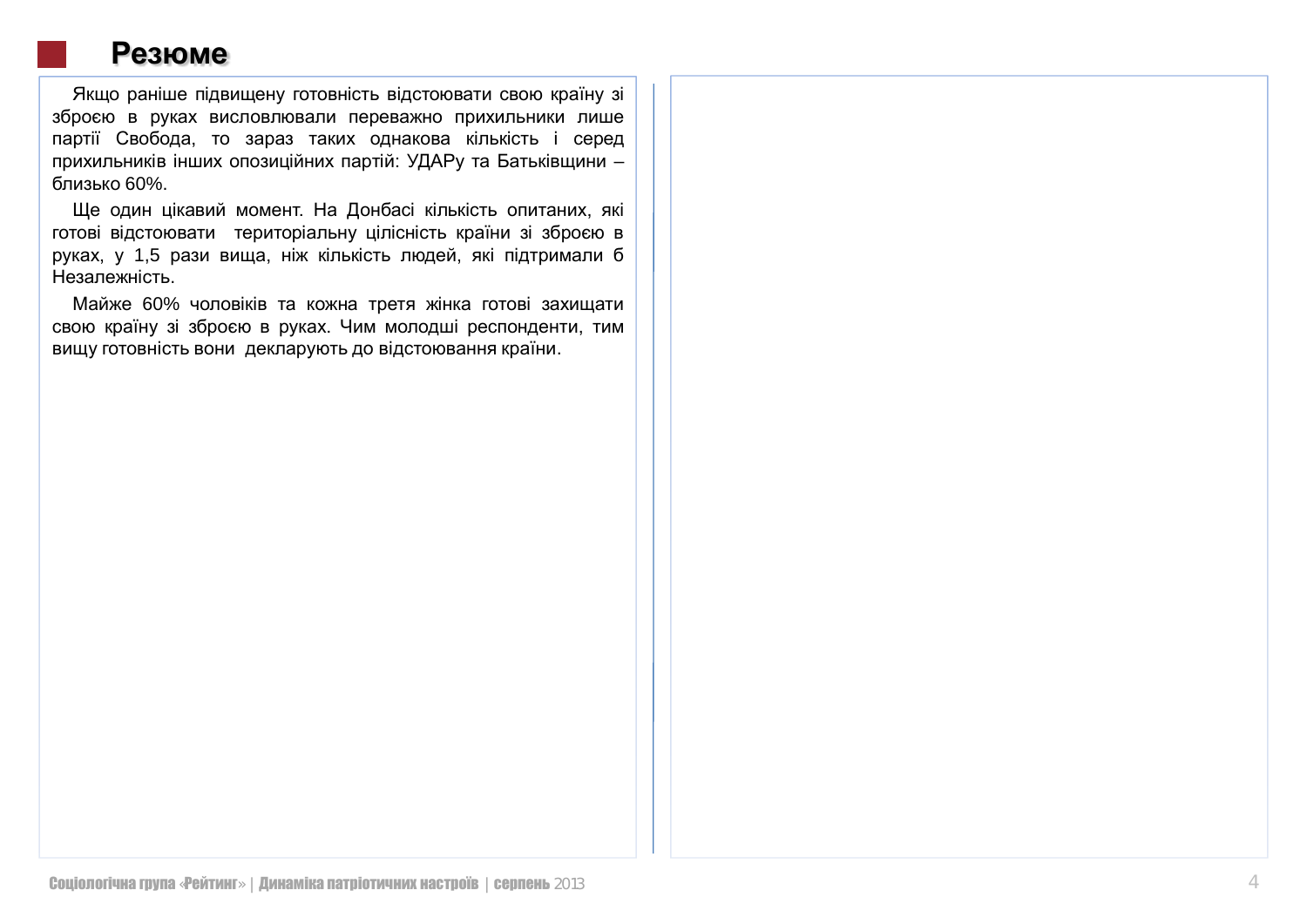# Резюме

Якщо раніше підвищену готовність відстоювати свою країну зі зброєю в руках висловлювали переважно прихильники лише партії Свобода, то зараз таких однакова кількість і серед прихильників інших опозиційних партій: УДАРу та Батьківщини – близько 60%.

Ще один цікавий момент. На Донбасі кількість опитаних, які готові відстоювати територіальну цілісність країни зі зброєю в руках, у 1,5 рази вища, ніж кількість людей, які підтримали б Незалежність.

Майже 60% чоловіків та кожна третя жінка готові захищати свою країну зі зброєю в руках. Чим молодші респонденти, тим вищу готовність вони декларують до відстоювання країни.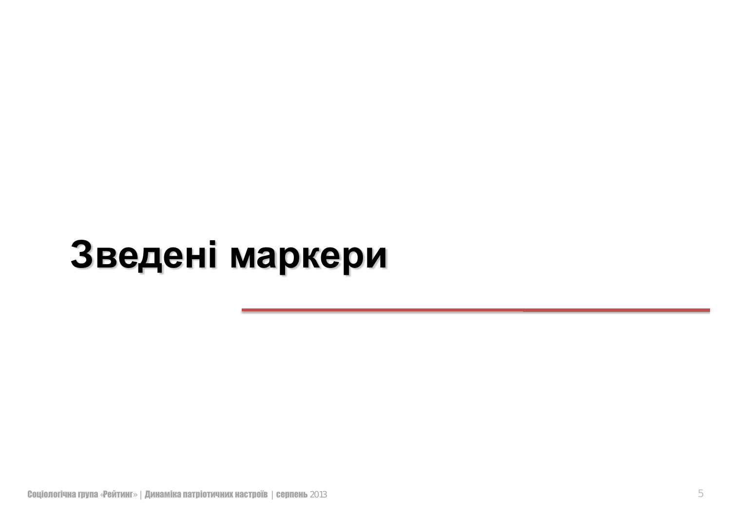# Зведені маркери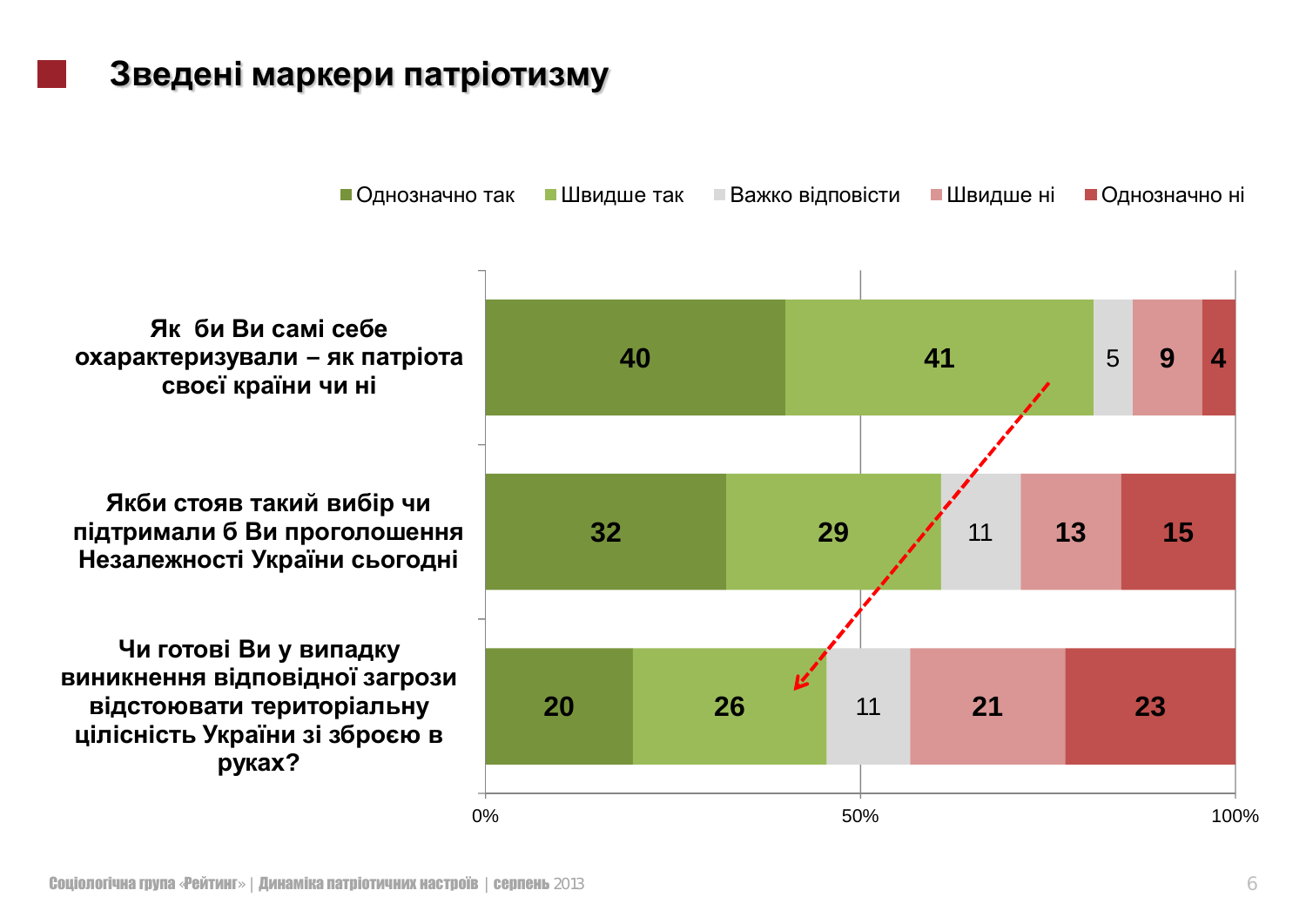# Зведені маркери патріотизму

Однозначно так
Швидше так
Важко відповісти
Швидше ні
Однозначно ні

Як би Ви самі себе охарактеризували – як патріота своєї країни чи ні

40 41 5 9 4

Якби стояв такий вибір чи підтримали б Ви проголошення Незалежності України сьогодні

32 29 11 13 15

Чи готові Ви у випадку виникнення відповідної загрози відстоювати територіальну цілісність України зі зброєю в руках?

20 26 11 21 23

0%
50%
100%

Соціологічна група «Рейтинг» | Динаміка патріотичних настроїв | серпень 2013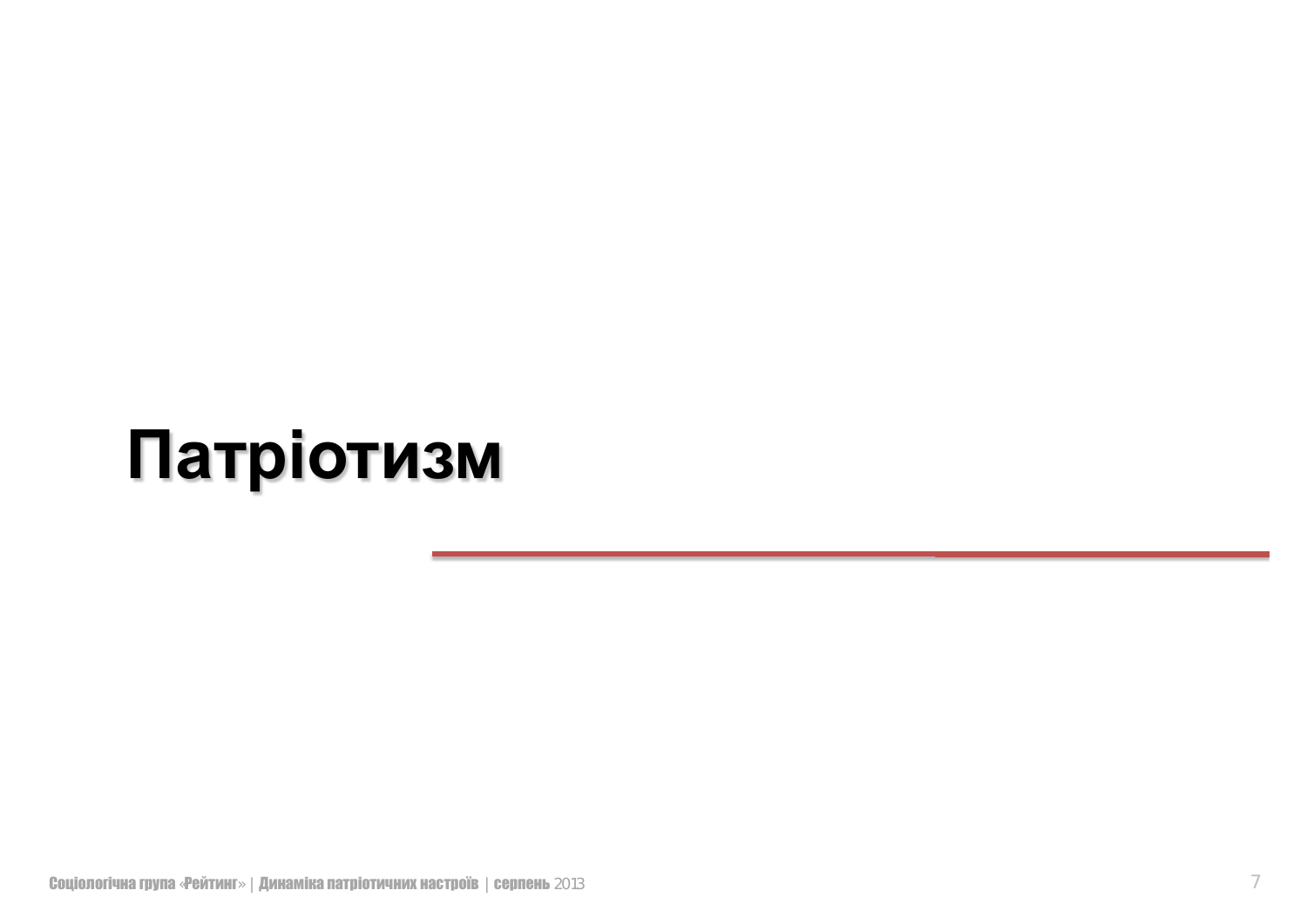# Патріотизм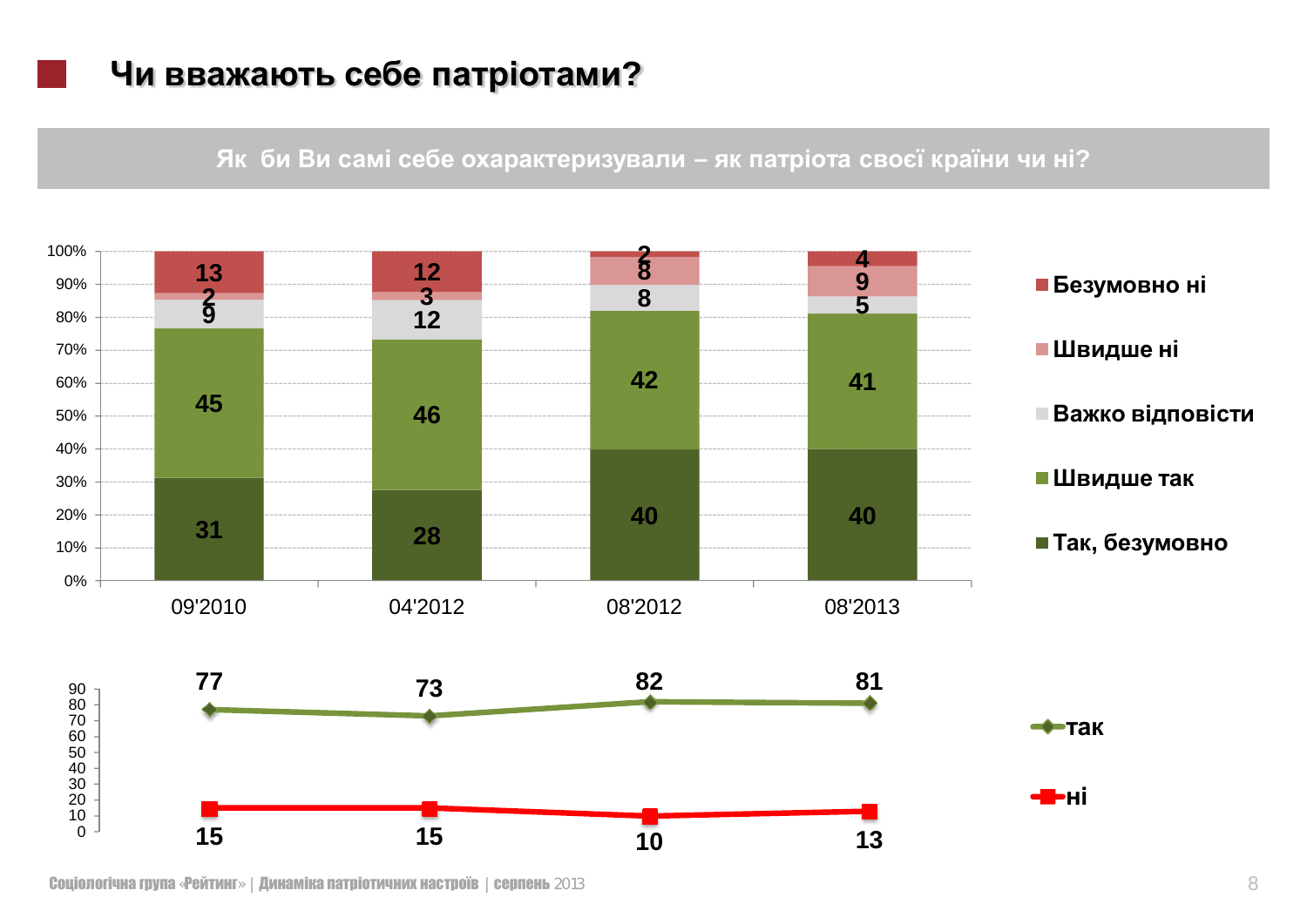# Чи вважають себе патріотами?

**Як би Ви самі себе охарактеризували – як патріота своєї країни чи ні?**

100%
90%
80%
70%
60%
50%
40%
30%
20%
10%
0%

09'2010: 31, 45, 9, 2, 13
04'2012: 28, 46, 12, 3, 12
08'2012: 40, 42, 8, 8, 2
08'2013: 40, 41, 5, 9, 4

Безумовно ні
Швидше ні
Важко відповісти
Швидше так
Так, безумовно

90
80
70
60
50
40
30
20
10
0

так: 77, 73, 82, 81
ні: 15, 15, 10, 13

Соціологічна група «Рейтинг» | Динаміка патріотичних настроїв | серпень 2013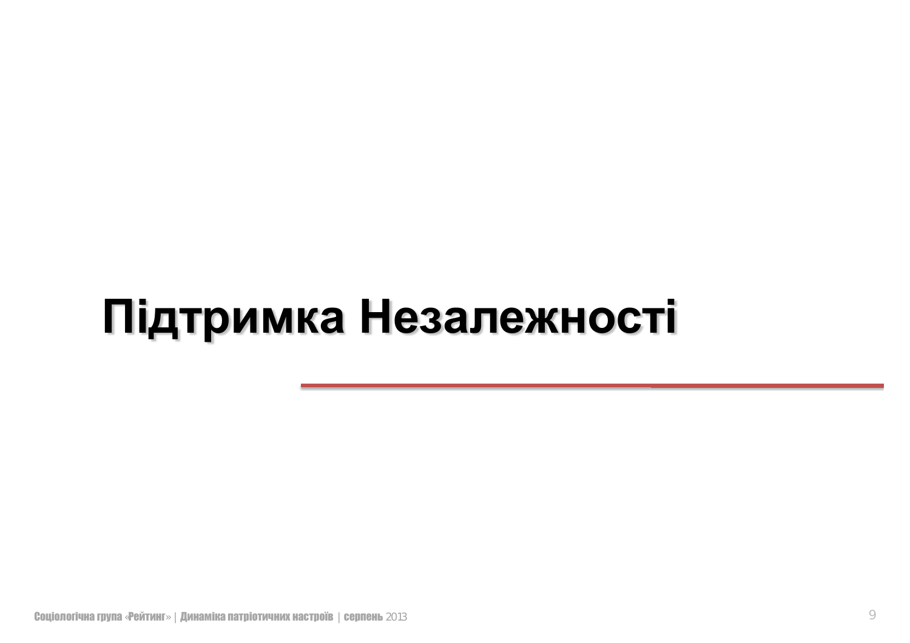# Підтримка Незалежності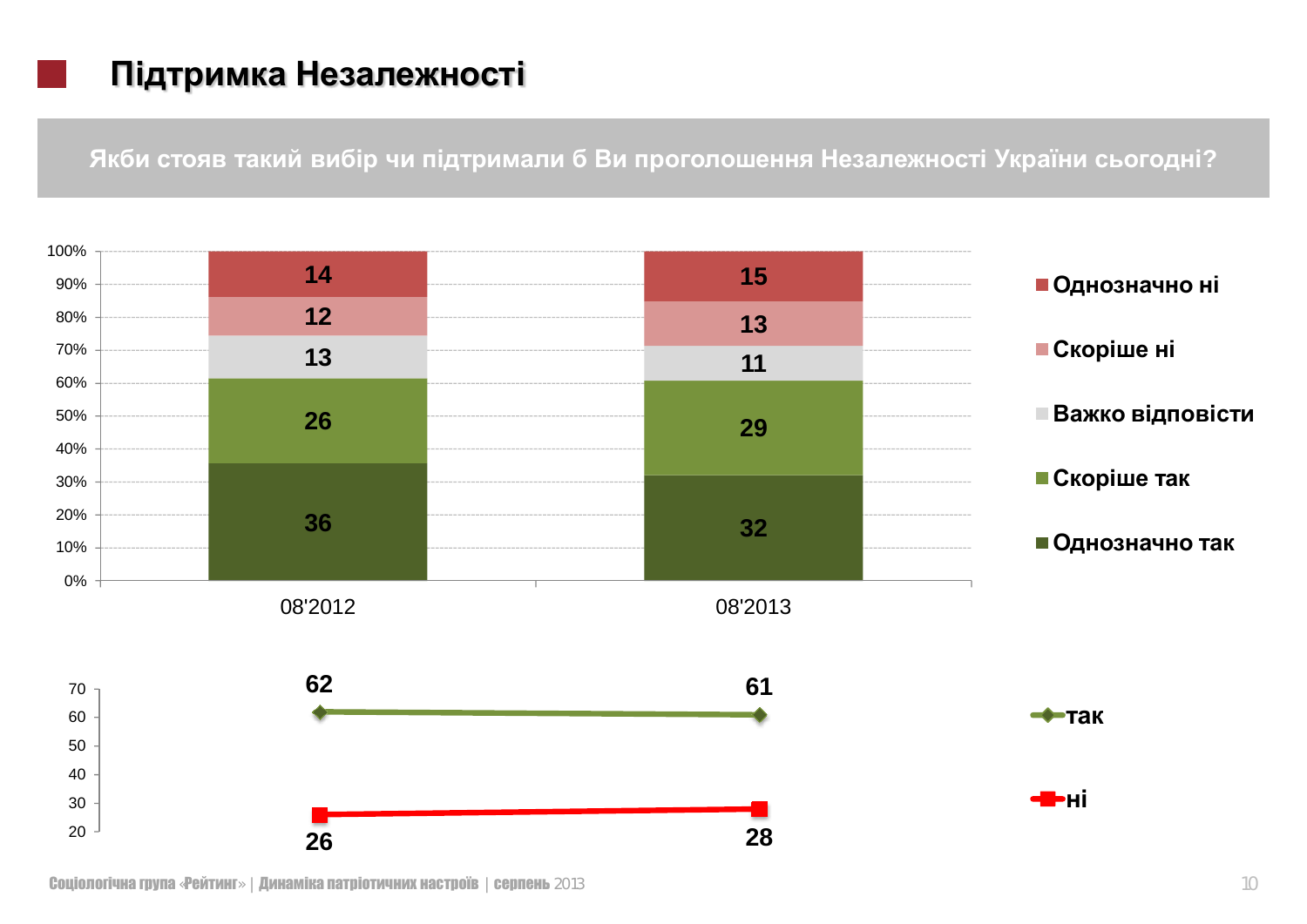# Підтримка Незалежності

**Якби стояв такий вибір чи підтримали б Ви проголошення Незалежності України сьогодні?**

100%
90%
80%
70%
60%
50%
40%
30%
20%
10%
0%

08'2012: 14, 12, 13, 26, 36

08'2013: 15, 13, 11, 29, 32

Однозначно ні
Скоріше ні
Важко відповісти
Скоріше так
Однозначно так

70
60
50
40
30
20

62 61

26 28

так
ні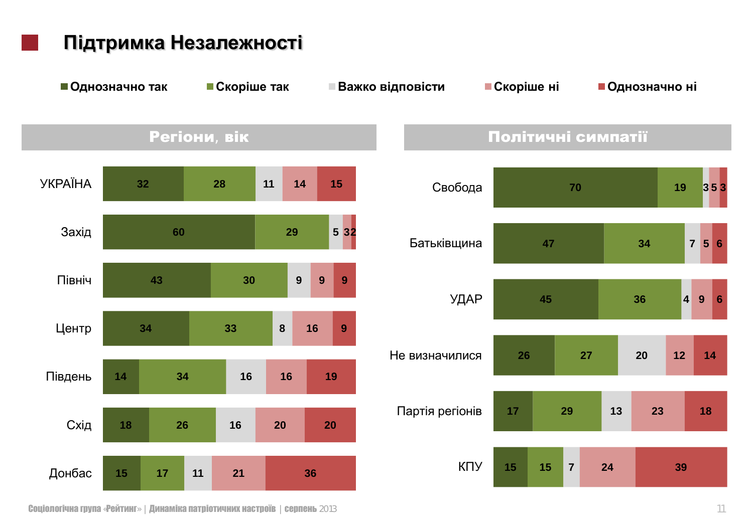# Підтримка Незалежності

Однозначно так | Скоріше так | Важко відповісти | Скоріше ні | Однозначно ні

## Регіони, вік

УКРАЇНА 32 28 11 14 15

Захід 60 29 5 3 2

Північ 43 30 9 9 9

Центр 34 33 8 16 9

Південь 14 34 16 16 19

Схід 18 26 16 20 20

Донбас 15 17 11 21 36

## Політичні симпатії

Свобода 70 19 3 5 3

Батьківщина 47 34 7 5 6

УДАР 45 36 4 9 6

Не визначилися 26 27 20 12 14

Партія регіонів 17 29 13 23 18

КПУ 15 15 7 24 39

Соціологічна група «Рейтинг» | Динаміка патріотичних настроїв | серпень 2013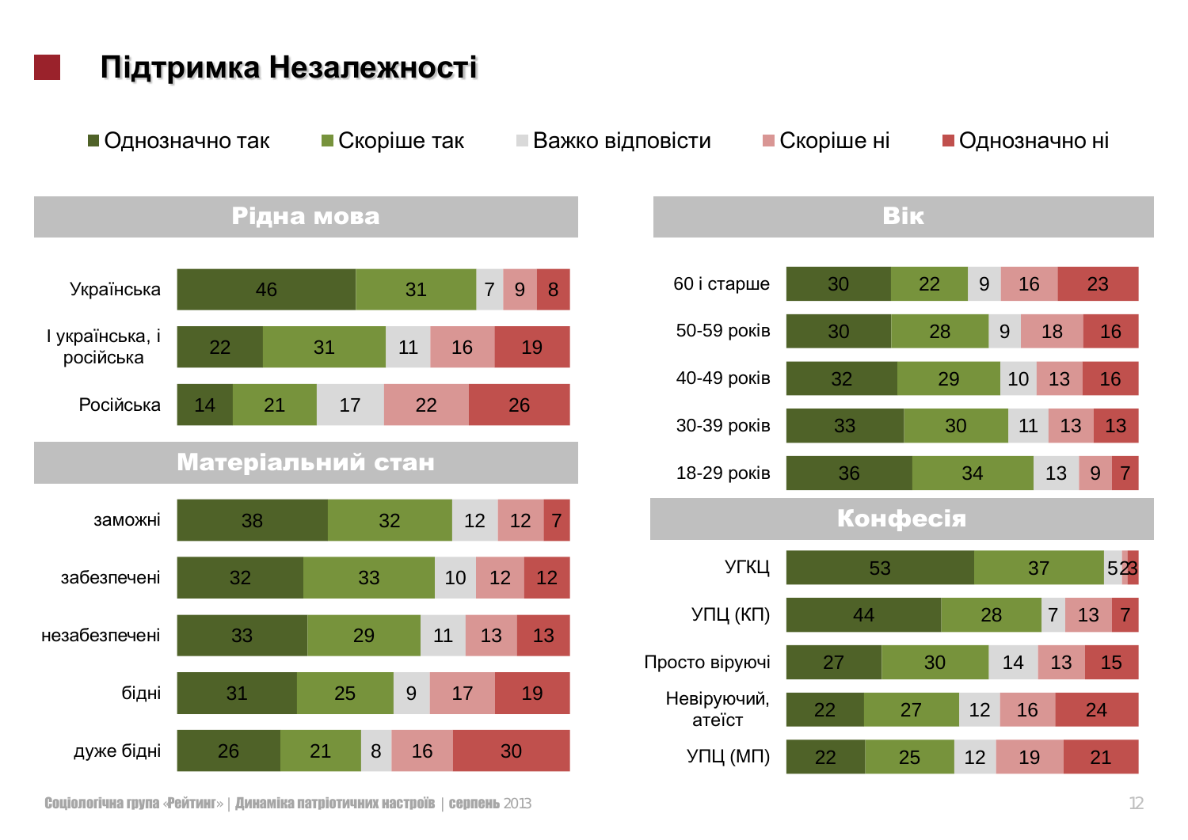# Підтримка Незалежності

Однозначно так | Скоріше так | Важко відповісти | Скоріше ні | Однозначно ні

## Рідна мова

Українська: 46, 31, 7, 9, 8

І українська, і російська: 22, 31, 11, 16, 19

Російська: 14, 21, 17, 22, 26

## Матеріальний стан

заможні: 38, 32, 12, 12, 7

забезпечені: 32, 33, 10, 12, 12

незабезпечені: 33, 29, 11, 13, 13

бідні: 31, 25, 9, 17, 19

дуже бідні: 26, 21, 8, 16, 30

## Вік

60 і старше: 30, 22, 9, 16, 23

50-59 років: 30, 28, 9, 18, 16

40-49 років: 32, 29, 10, 13, 16

30-39 років: 33, 30, 11, 13, 13

18-29 років: 36, 34, 13, 9, 7

## Конфесія

УГКЦ: 53, 37, 5, 2, 3

УПЦ (КП): 44, 28, 7, 13, 7

Просто віруючі: 27, 30, 14, 13, 15

Невіруючий, атеїст: 22, 27, 12, 16, 24

УПЦ (МП): 22, 25, 12, 19, 21

Соціологічна група «Рейтинг» | Динаміка патріотичних настроїв | серпень 2013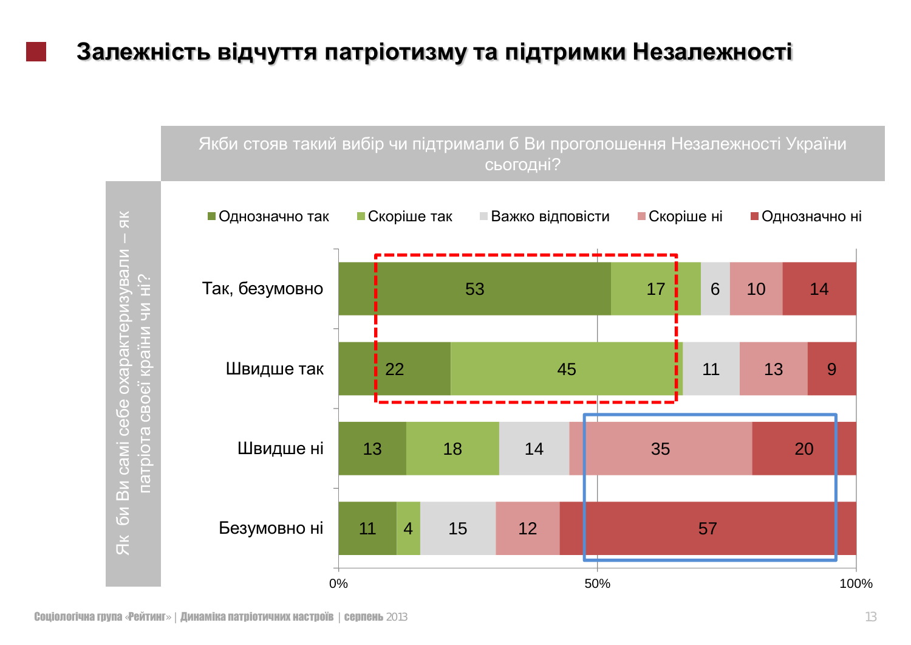# Залежність відчуття патріотизму та підтримки Незалежності

Якби стояв такий вибір чи підтримали б Ви проголошення Незалежності України сьогодні?

Як би Ви самі себе охарактеризували – як патріота своєї країни чи ні?

Однозначно так
Скоріше так
Важко відповісти
Скоріше ні
Однозначно ні

Так, безумовно: 53, 17, 6, 10, 14
Швидше так: 22, 45, 11, 13, 9
Швидше ні: 13, 18, 14, 35, 20
Безумовно ні: 11, 4, 15, 12, 57

0%
50%
100%

Соціологічна група «Рейтинг» | Динаміка патріотичних настроїв | серпень 2013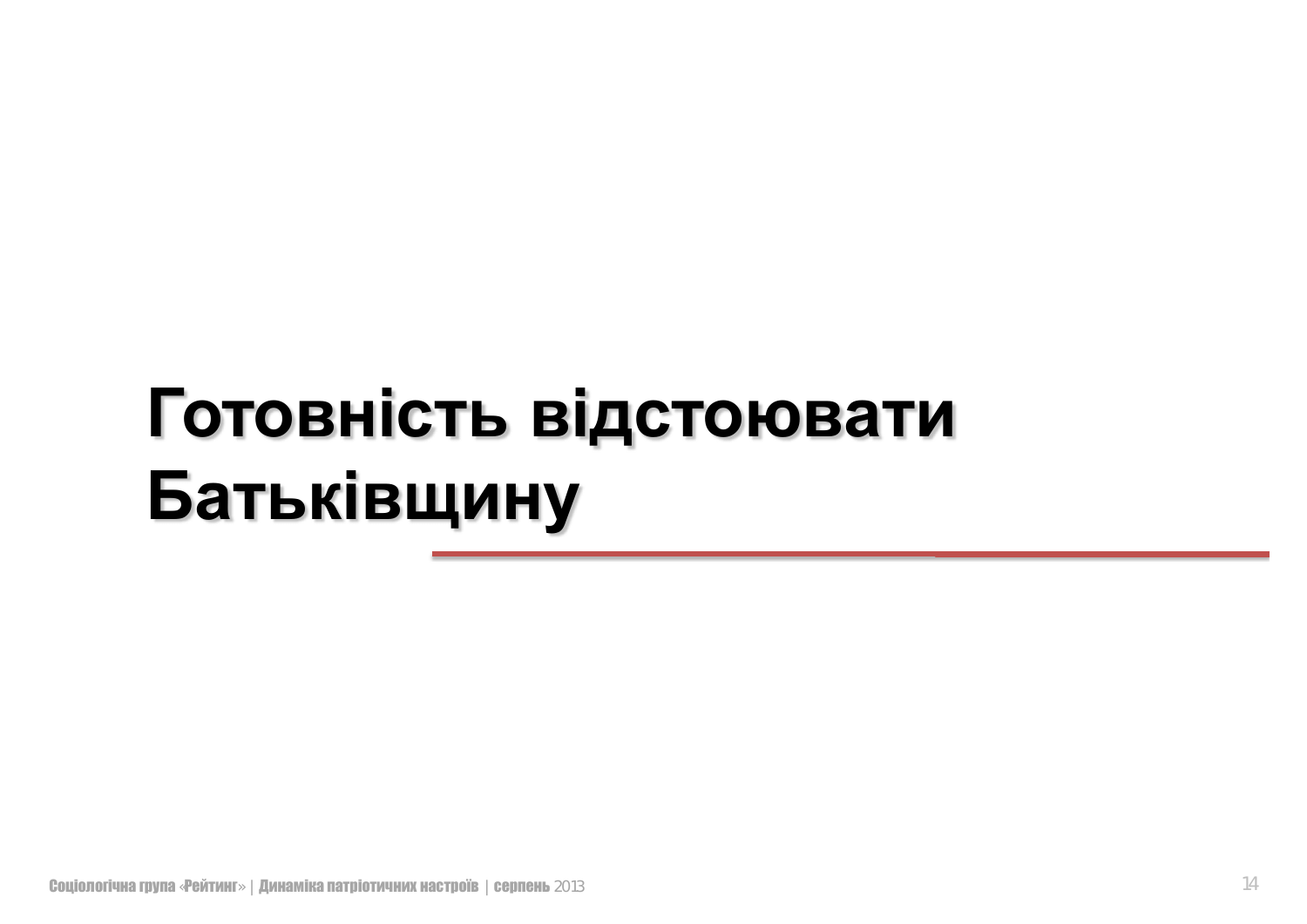# Готовність відстоювати Батьківщину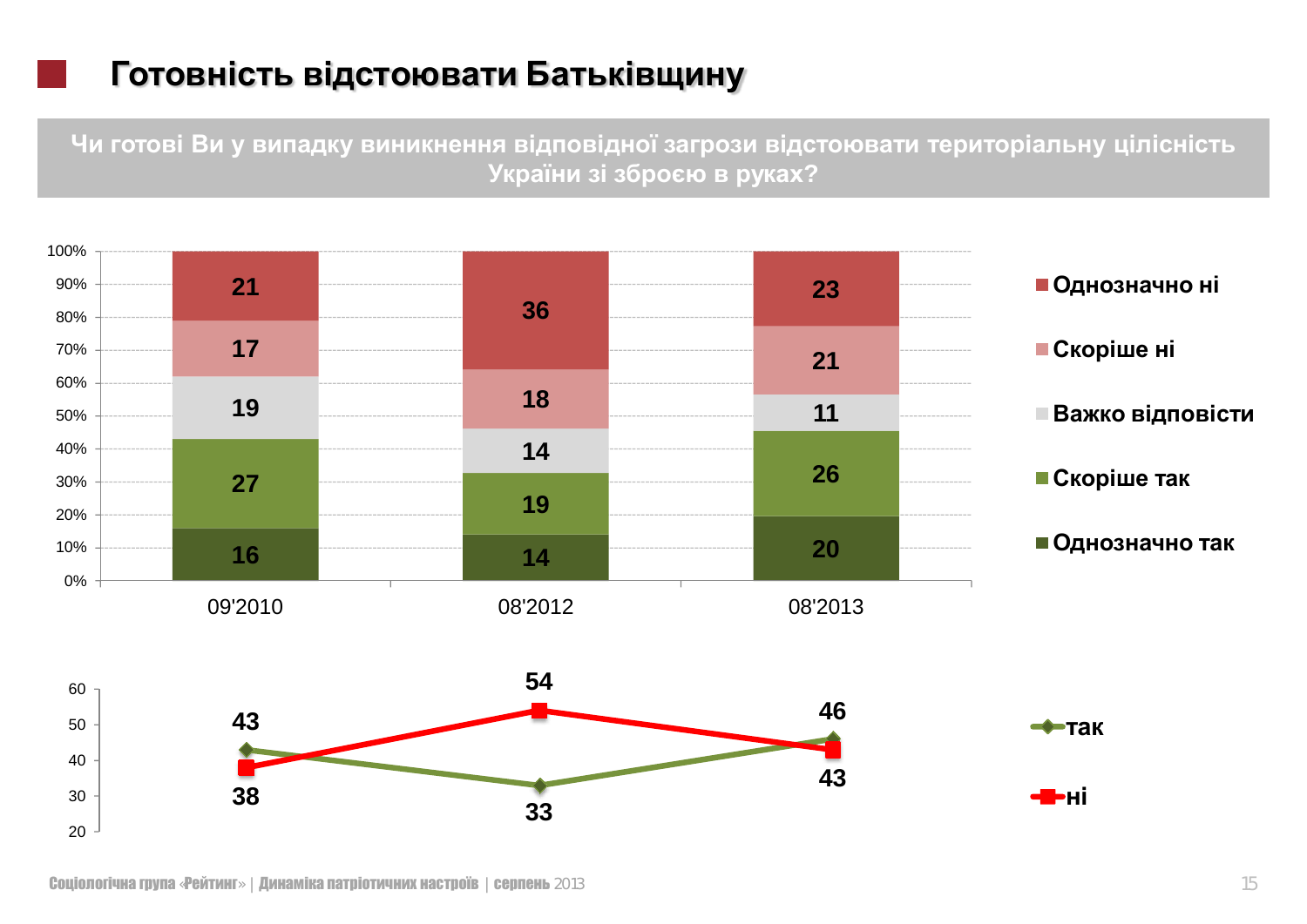# Готовність відстоювати Батьківщину

**Чи готові Ви у випадку виникнення відповідної загрози відстоювати територіальну цілісність України зі зброєю в руках?**

100%
90%
80%
70%
60%
50%
40%
30%
20%
10%
0%

09'2010
21
17
19
27
16

08'2012
36
18
14
19
14

08'2013
23
21
11
26
20

Однозначно ні
Скоріше ні
Важко відповісти
Скоріше так
Однозначно так

60
50
40
30
20

43
38
54
33
46
43

так
ні

Соціологічна група «Рейтинг» | Динаміка патріотичних настроїв | серпень 2013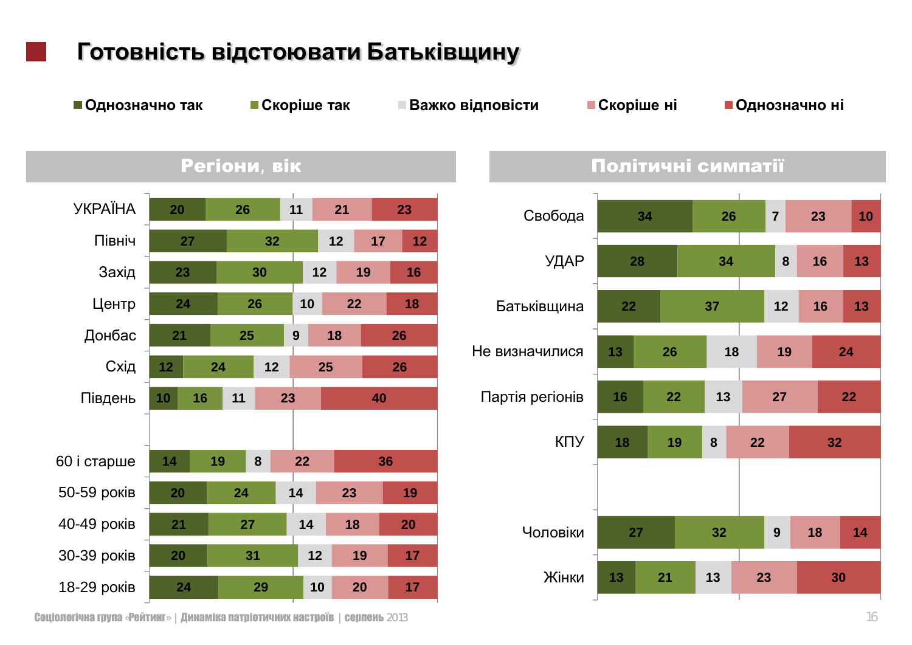# Готовність відстоювати Батьківщину

Однозначно так | Скоріше так | Важко відповісти | Скоріше ні | Однозначно ні

**Регіони, вік**

УКРАЇНА 20 26 11 21 23
Північ 27 32 12 17 12
Захід 23 30 12 19 16
Центр 24 26 10 22 18
Донбас 21 25 9 18 26
Схід 12 24 12 25 26
Південь 10 16 11 23 40

60 і старше 14 19 8 22 36
50-59 років 20 24 14 23 19
40-49 років 21 27 14 18 20
30-39 років 20 31 12 19 17
18-29 років 24 29 10 20 17

**Політичні симпатії**

Свобода 34 26 7 23 10
УДАР 28 34 8 16 13
Батьківщина 22 37 12 16 13
Не визначилися 13 26 18 19 24
Партія регіонів 16 22 13 27 22
КПУ 18 19 8 22 32

Чоловіки 27 32 9 18 14
Жінки 13 21 13 23 30

Соціологічна група «Рейтинг» | Динаміка патріотичних настроїв | серпень 2013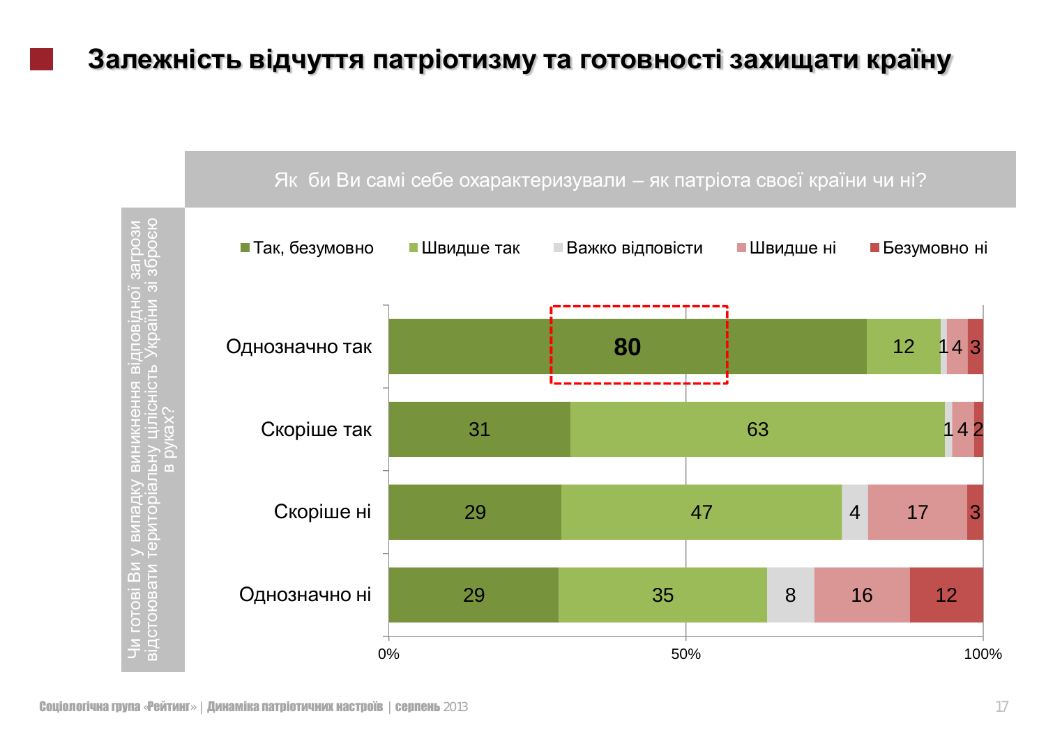# Залежність відчуття патріотизму та готовності захищати країну

Як би Ви самі себе охарактеризували – як патріота своєї країни чи ні?

Чи готові Ви у випадку виникнення відповідної загрози відстоювати територіальну цілісність України зі зброєю в руках?

Так, безумовно | Швидше так | Важко відповісти | Швидше ні | Безумовно ні

Однозначно так: 80, 12, 1, 4, 3

Скоріше так: 31, 63, 1, 4, 2

Скоріше ні: 29, 47, 4, 17, 3

Однозначно ні: 29, 35, 8, 16, 12

0% 50% 100%

Соціологічна група «Рейтинг» | Динаміка патріотичних настроїв | серпень 2013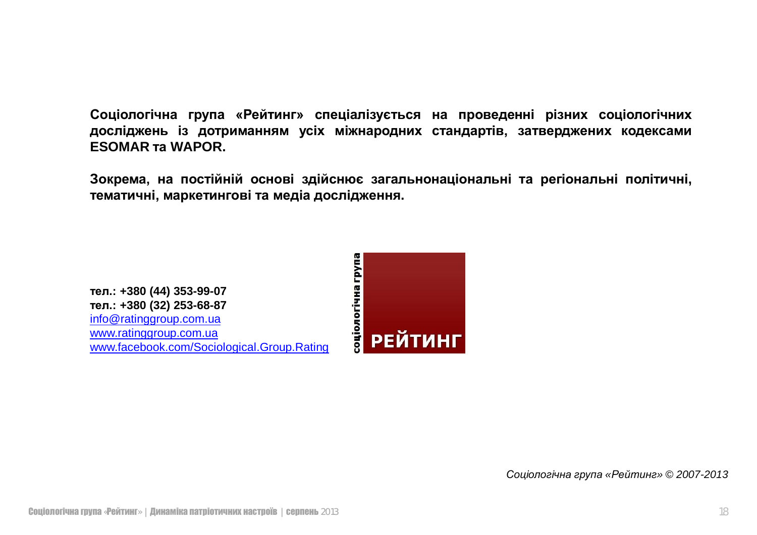**Соціологічна група «Рейтинг» спеціалізується на проведенні різних соціологічних досліджень із дотриманням усіх міжнародних стандартів, затверджених кодексами ESOMAR та WAPOR.**

**Зокрема, на постійній основі здійснює загальнонаціональні та регіональні політичні, тематичні, маркетингові та медіа дослідження.**

**тел.: +380 (44) 353-99-07**
**тел.: +380 (32) 253-68-87**
info@ratinggroup.com.ua
www.ratinggroup.com.ua
www.facebook.com/Sociological.Group.Rating

соціологічна група
РЕЙТИНГ

*Соціологічна група «Рейтинг» © 2007-2013*